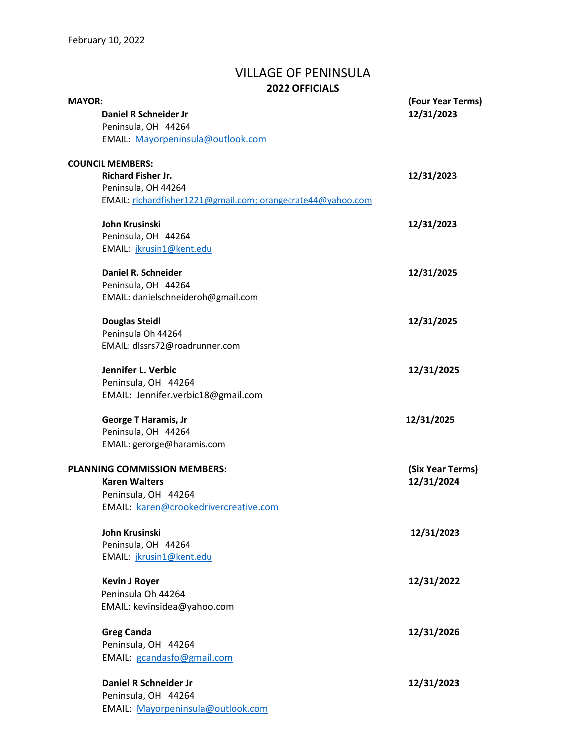February 10, 2022

# VILLAGE OF PENINSULA

## 2022 OFFICIALS

**MAYOR:** **(Four Year Terms)**

**Daniel R Schneider Jr** **12/31/2023**
Peninsula, OH 44264
EMAIL: Mayorpeninsula@outlook.com

**COUNCIL MEMBERS:**

**Richard Fisher Jr.** **12/31/2023**
Peninsula, OH 44264
EMAIL: richardfisher1221@gmail.com; orangecrate44@yahoo.com

**John Krusinski** **12/31/2023**
Peninsula, OH 44264
EMAIL: jkrusin1@kent.edu

**Daniel R. Schneider** **12/31/2025**
Peninsula, OH 44264
EMAIL: danielschneideroh@gmail.com

**Douglas Steidl** **12/31/2025**
Peninsula Oh 44264
EMAIL: dlssrs72@roadrunner.com

**Jennifer L. Verbic** **12/31/2025**
Peninsula, OH 44264
EMAIL: Jennifer.verbic18@gmail.com

**George T Haramis, Jr** **12/31/2025**
Peninsula, OH 44264
EMAIL: gerorge@haramis.com

**PLANNING COMMISSION MEMBERS:** **(Six Year Terms)**

**Karen Walters** **12/31/2024**
Peninsula, OH 44264
EMAIL: karen@crookedrivercreative.com

**John Krusinski** **12/31/2023**
Peninsula, OH 44264
EMAIL: jkrusin1@kent.edu

**Kevin J Royer** **12/31/2022**
Peninsula Oh 44264
EMAIL: kevinsidea@yahoo.com

**Greg Canda** **12/31/2026**
Peninsula, OH 44264
EMAIL: gcandasfo@gmail.com

**Daniel R Schneider Jr** **12/31/2023**
Peninsula, OH 44264
EMAIL: Mayorpeninsula@outlook.com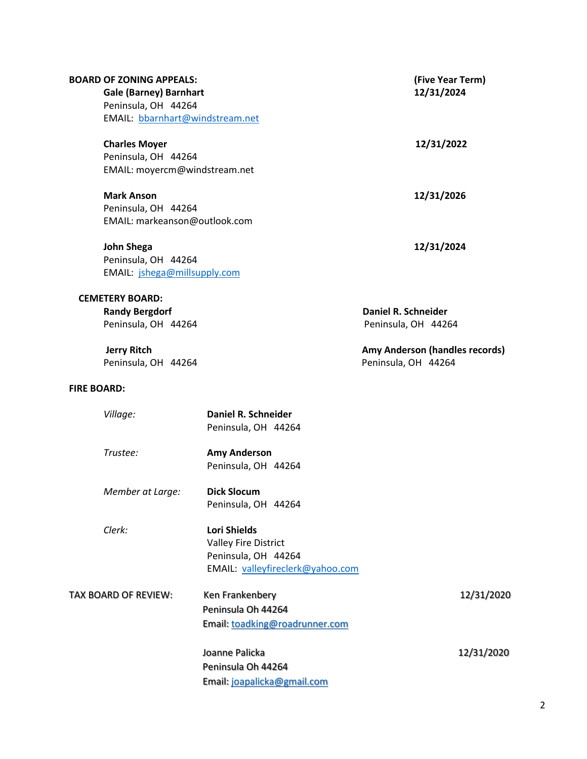**BOARD OF ZONING APPEALS:** **(Five Year Term)**

**Gale (Barney) Barnhart** **12/31/2024**
Peninsula, OH 44264
EMAIL: bbarnhart@windstream.net

**Charles Moyer** **12/31/2022**
Peninsula, OH 44264
EMAIL: moyercm@windstream.net

**Mark Anson** **12/31/2026**
Peninsula, OH 44264
EMAIL: markeanson@outlook.com

**John Shega** **12/31/2024**
Peninsula, OH 44264
EMAIL: jshega@millsupply.com

**CEMETERY BOARD:**

**Randy Bergdorf**
Peninsula, OH 44264

**Daniel R. Schneider**
Peninsula, OH 44264

**Jerry Ritch**
Peninsula, OH 44264

**Amy Anderson (handles records)**
Peninsula, OH 44264

**FIRE BOARD:**

*Village:* **Daniel R. Schneider**
Peninsula, OH 44264

*Trustee:* **Amy Anderson**
Peninsula, OH 44264

*Member at Large:* **Dick Slocum**
Peninsula, OH 44264

*Clerk:* **Lori Shields**
Valley Fire District
Peninsula, OH 44264
EMAIL: valleyfireclerk@yahoo.com

TAX BOARD OF REVIEW:

Ken Frankenbery 12/31/2020
Peninsula Oh 44264
Email: toadking@roadrunner.com

Joanne Palicka 12/31/2020
Peninsula Oh 44264
Email: joapalicka@gmail.com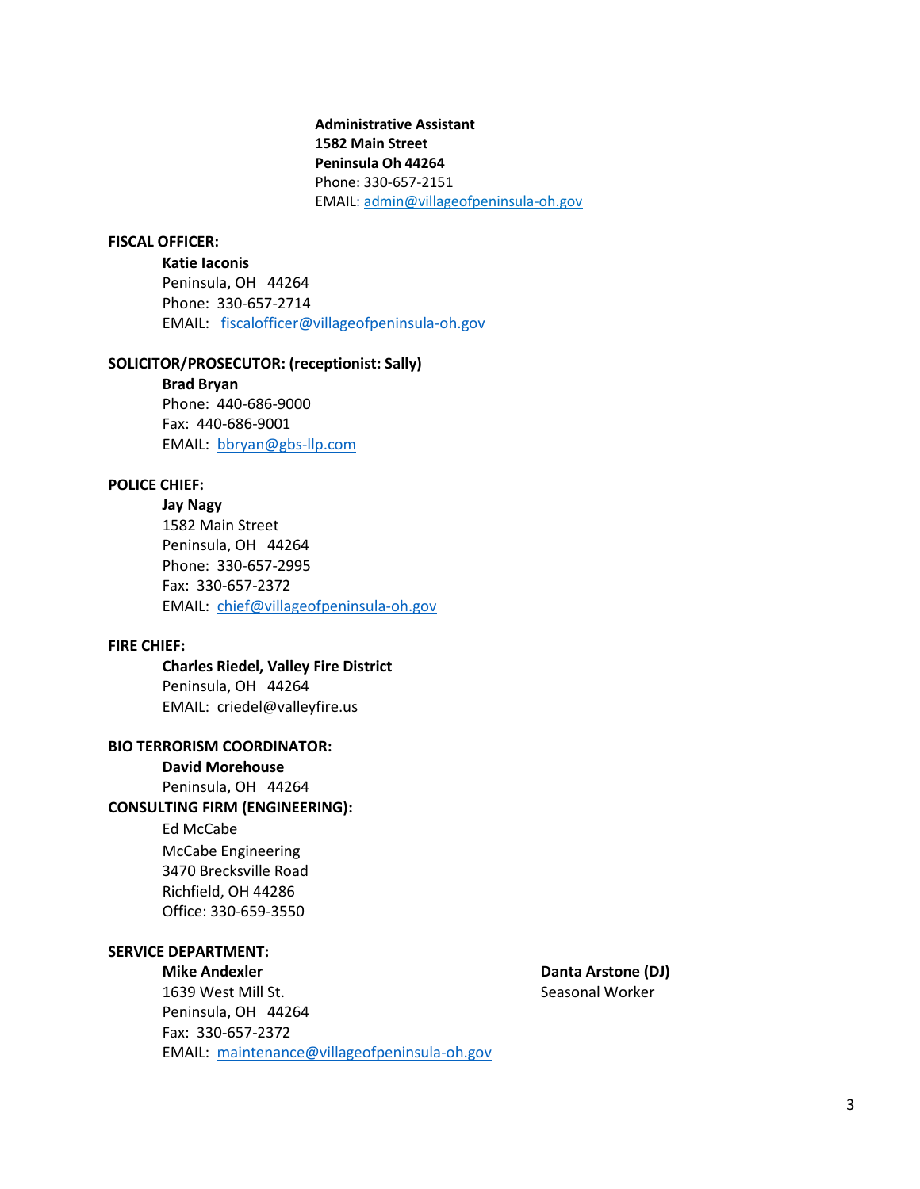**Administrative Assistant**
**1582 Main Street**
**Peninsula Oh 44264**
Phone: 330-657-2151
EMAIL: admin@villageofpeninsula-oh.gov

**FISCAL OFFICER:**

**Katie Iaconis**
Peninsula, OH 44264
Phone: 330-657-2714
EMAIL: fiscalofficer@villageofpeninsula-oh.gov

**SOLICITOR/PROSECUTOR: (receptionist: Sally)**

**Brad Bryan**
Phone: 440-686-9000
Fax: 440-686-9001
EMAIL: bbryan@gbs-llp.com

**POLICE CHIEF:**

**Jay Nagy**
1582 Main Street
Peninsula, OH 44264
Phone: 330-657-2995
Fax: 330-657-2372
EMAIL: chief@villageofpeninsula-oh.gov

**FIRE CHIEF:**

**Charles Riedel, Valley Fire District**
Peninsula, OH 44264
EMAIL: criedel@valleyfire.us

**BIO TERRORISM COORDINATOR:**

**David Morehouse**
Peninsula, OH 44264

**CONSULTING FIRM (ENGINEERING):**

Ed McCabe
McCabe Engineering
3470 Brecksville Road
Richfield, OH 44286
Office: 330-659-3550

**SERVICE DEPARTMENT:**

**Mike Andexler**
1639 West Mill St.
Peninsula, OH 44264
Fax: 330-657-2372
EMAIL: maintenance@villageofpeninsula-oh.gov

**Danta Arstone (DJ)**
Seasonal Worker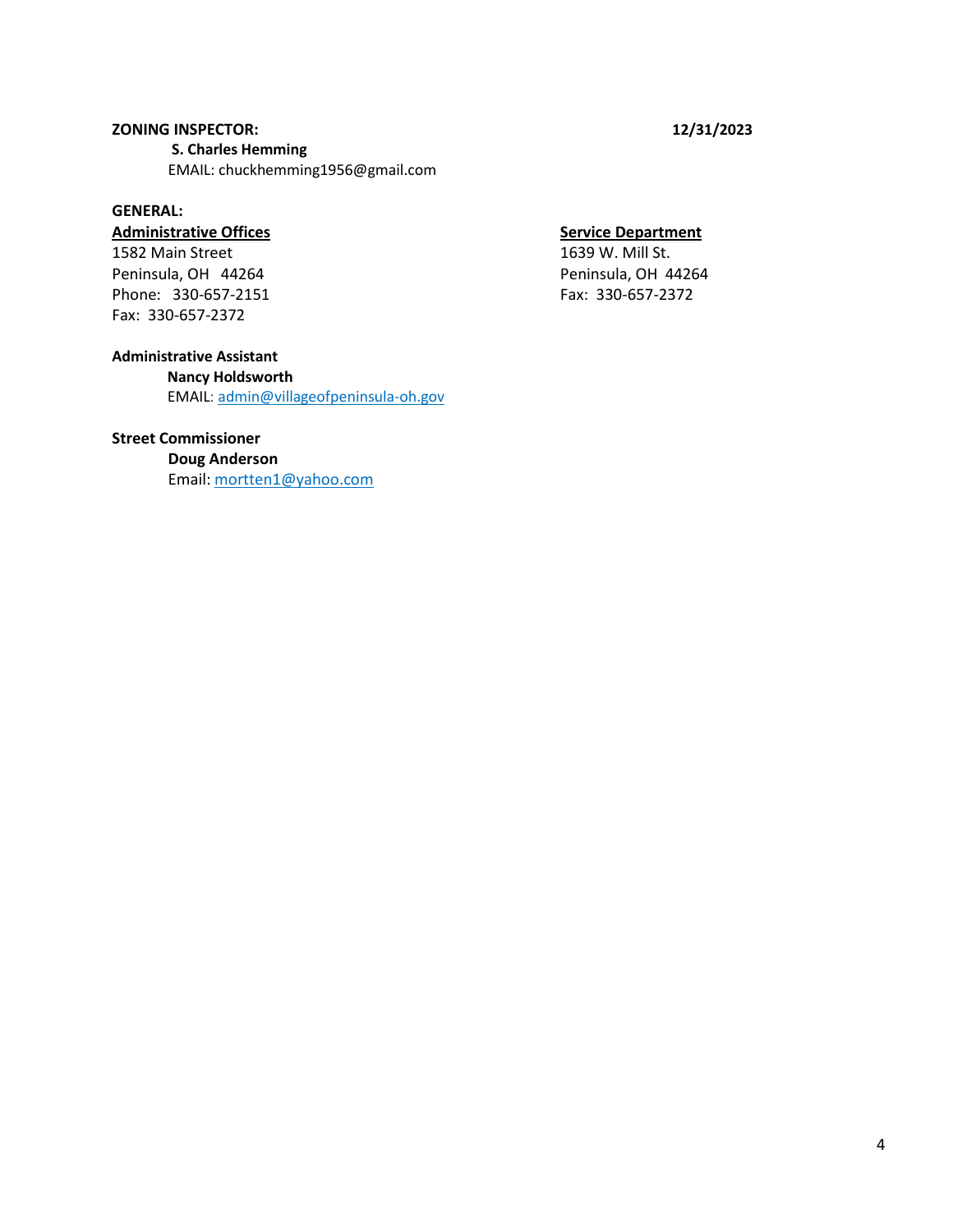**ZONING INSPECTOR:** **12/31/2023**

**S. Charles Hemming**
EMAIL: chuckhemming1956@gmail.com

**GENERAL:**

**Administrative Offices**
1582 Main Street
Peninsula, OH 44264
Phone: 330-657-2151
Fax: 330-657-2372

**Service Department**
1639 W. Mill St.
Peninsula, OH 44264
Fax: 330-657-2372

**Administrative Assistant**

**Nancy Holdsworth**
EMAIL: admin@villageofpeninsula-oh.gov

**Street Commissioner**

**Doug Anderson**
Email: mortten1@yahoo.com